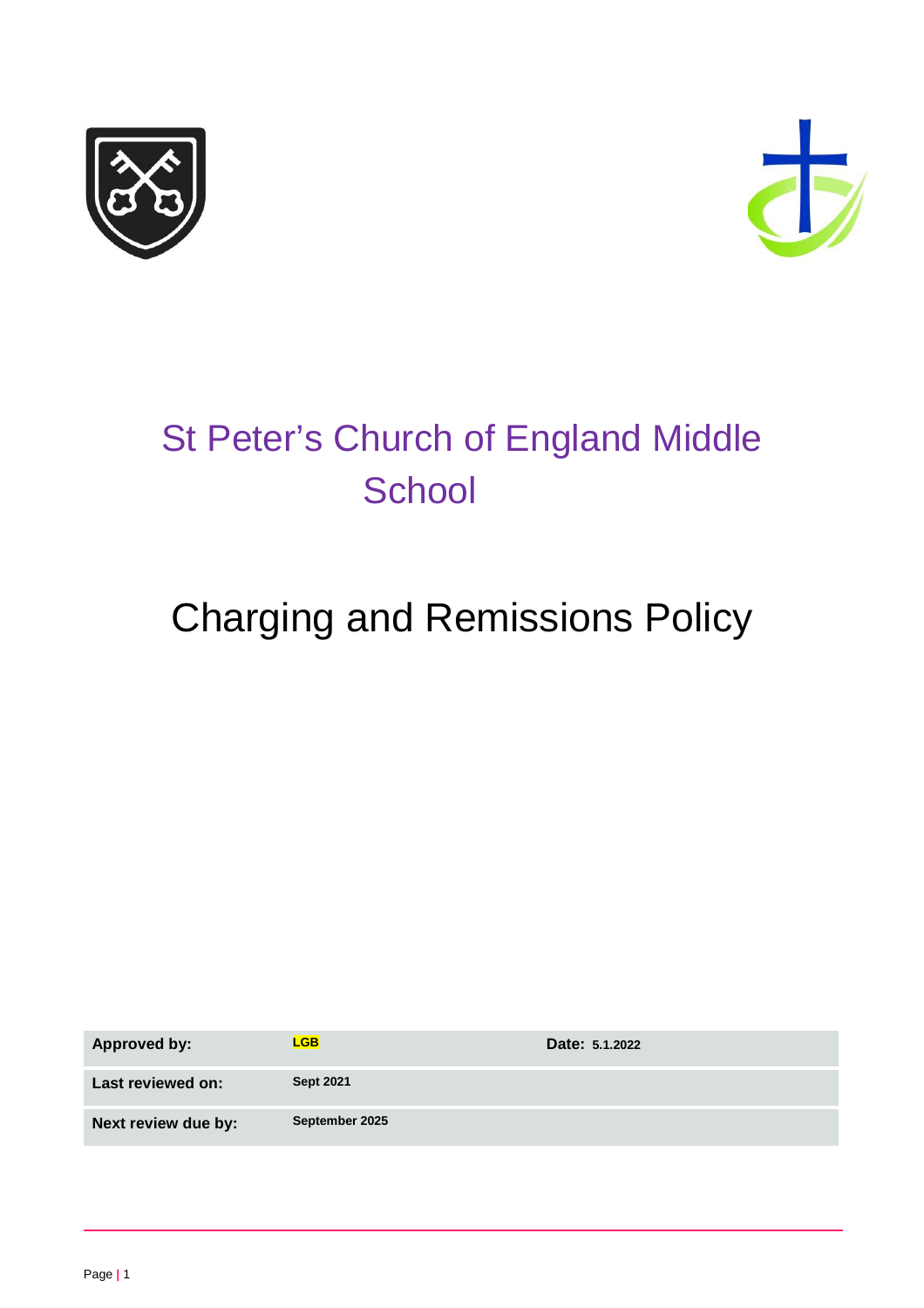# St Peter's Church of England Middle School

# Charging and Remissions Policy

| Approved by: | LGB | Date: 5.1.2022 |
|---|---|---|
| Last reviewed on: | Sept 2021 | |
| Next review due by: | September 2025 | |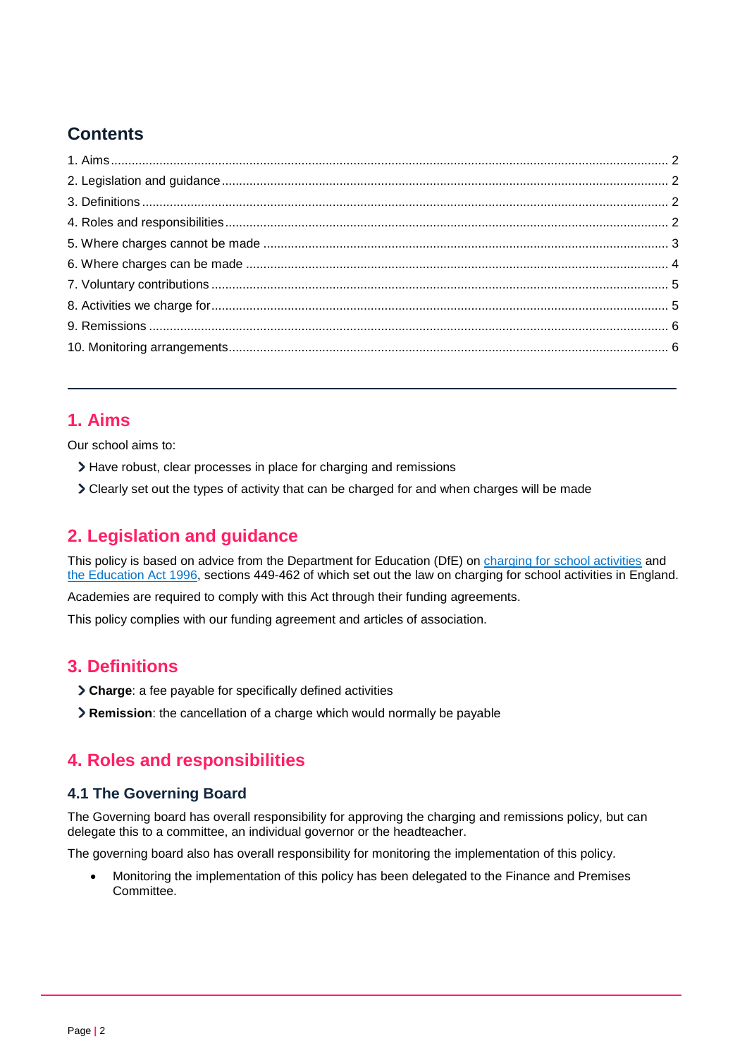## Contents

1. Aims ........................................................................................................................................................ 2
2. Legislation and guidance ....................................................................................................................... 2
3. Definitions ............................................................................................................................................. 2
4. Roles and responsibilities ...................................................................................................................... 2
5. Where charges cannot be made ............................................................................................................ 3
6. Where charges can be made ................................................................................................................. 4
7. Voluntary contributions .......................................................................................................................... 5
8. Activities we charge for .......................................................................................................................... 5
9. Remissions ............................................................................................................................................ 6
10. Monitoring arrangements ..................................................................................................................... 6

---

## 1. Aims

Our school aims to:

- Have robust, clear processes in place for charging and remissions
- Clearly set out the types of activity that can be charged for and when charges will be made

## 2. Legislation and guidance

This policy is based on advice from the Department for Education (DfE) on charging for school activities and the Education Act 1996, sections 449-462 of which set out the law on charging for school activities in England.

Academies are required to comply with this Act through their funding agreements.

This policy complies with our funding agreement and articles of association.

## 3. Definitions

- **Charge**: a fee payable for specifically defined activities
- **Remission**: the cancellation of a charge which would normally be payable

## 4. Roles and responsibilities

### 4.1 The Governing Board

The Governing board has overall responsibility for approving the charging and remissions policy, but can delegate this to a committee, an individual governor or the headteacher.

The governing board also has overall responsibility for monitoring the implementation of this policy.

- Monitoring the implementation of this policy has been delegated to the Finance and Premises Committee.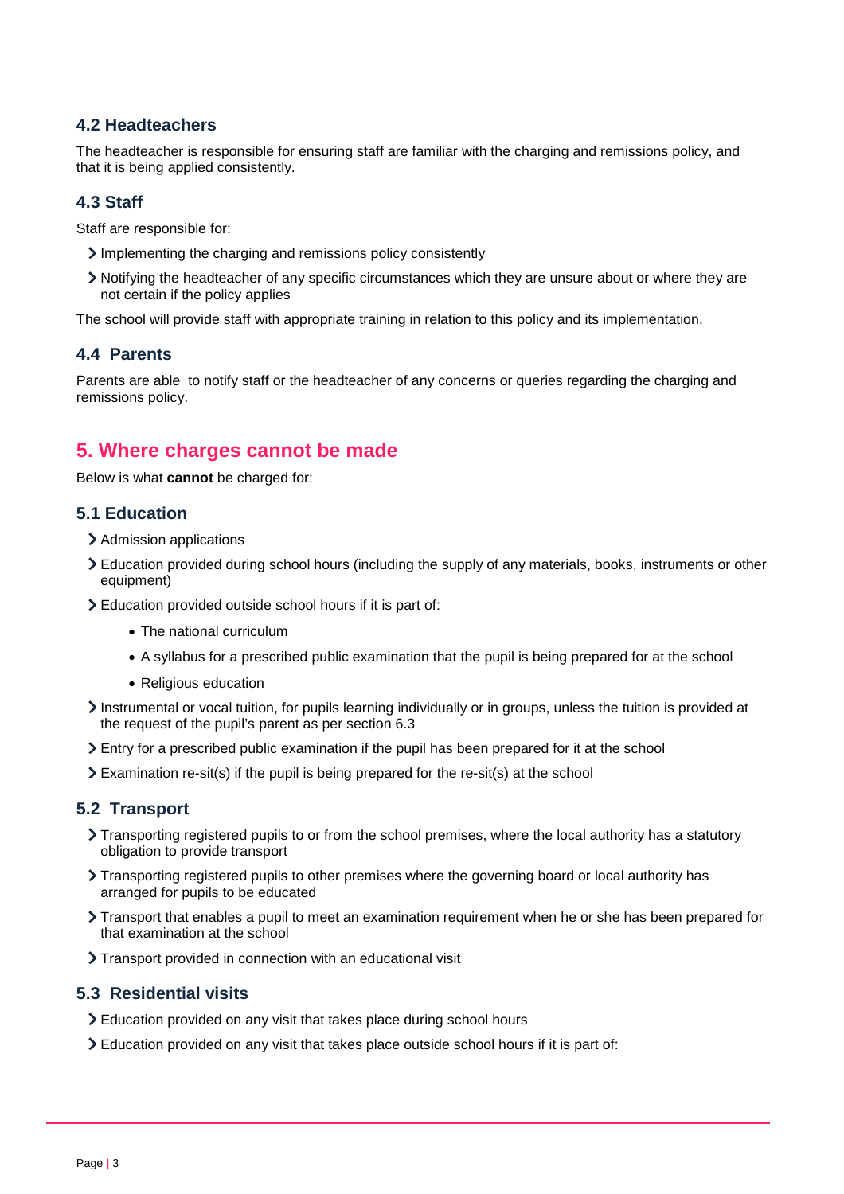### 4.2 Headteachers

The headteacher is responsible for ensuring staff are familiar with the charging and remissions policy, and that it is being applied consistently.

### 4.3 Staff

Staff are responsible for:

- Implementing the charging and remissions policy consistently
- Notifying the headteacher of any specific circumstances which they are unsure about or where they are not certain if the policy applies

The school will provide staff with appropriate training in relation to this policy and its implementation.

### 4.4 Parents

Parents are able to notify staff or the headteacher of any concerns or queries regarding the charging and remissions policy.

## 5. Where charges cannot be made

Below is what **cannot** be charged for:

### 5.1 Education

- Admission applications
- Education provided during school hours (including the supply of any materials, books, instruments or other equipment)
- Education provided outside school hours if it is part of:
  - The national curriculum
  - A syllabus for a prescribed public examination that the pupil is being prepared for at the school
  - Religious education
- Instrumental or vocal tuition, for pupils learning individually or in groups, unless the tuition is provided at the request of the pupil's parent as per section 6.3
- Entry for a prescribed public examination if the pupil has been prepared for it at the school
- Examination re-sit(s) if the pupil is being prepared for the re-sit(s) at the school

### 5.2 Transport

- Transporting registered pupils to or from the school premises, where the local authority has a statutory obligation to provide transport
- Transporting registered pupils to other premises where the governing board or local authority has arranged for pupils to be educated
- Transport that enables a pupil to meet an examination requirement when he or she has been prepared for that examination at the school
- Transport provided in connection with an educational visit

### 5.3 Residential visits

- Education provided on any visit that takes place during school hours
- Education provided on any visit that takes place outside school hours if it is part of: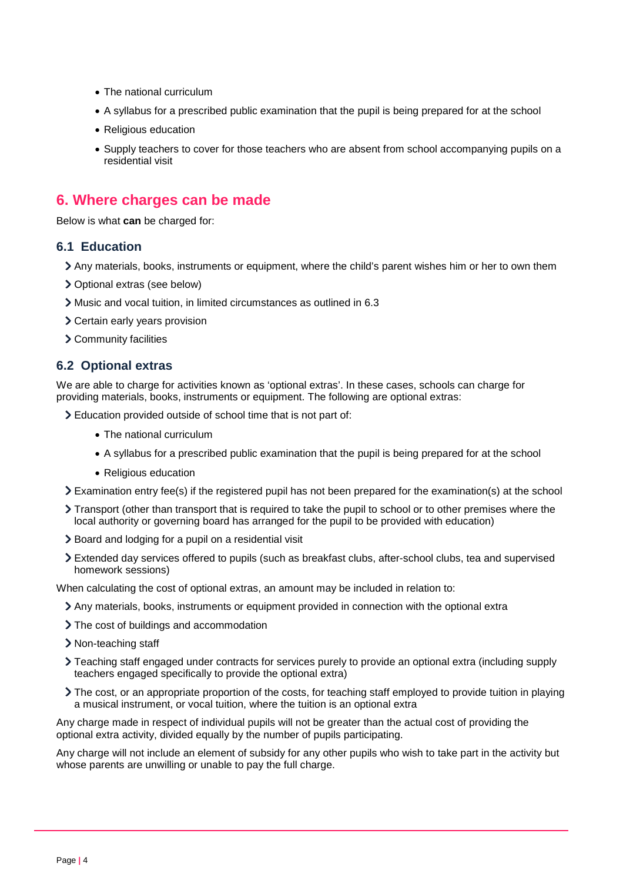- The national curriculum
- A syllabus for a prescribed public examination that the pupil is being prepared for at the school
- Religious education
- Supply teachers to cover for those teachers who are absent from school accompanying pupils on a residential visit

## 6. Where charges can be made

Below is what **can** be charged for:

### 6.1 Education

- Any materials, books, instruments or equipment, where the child's parent wishes him or her to own them
- Optional extras (see below)
- Music and vocal tuition, in limited circumstances as outlined in 6.3
- Certain early years provision
- Community facilities

### 6.2 Optional extras

We are able to charge for activities known as 'optional extras'. In these cases, schools can charge for providing materials, books, instruments or equipment. The following are optional extras:

- Education provided outside of school time that is not part of:
  - The national curriculum
  - A syllabus for a prescribed public examination that the pupil is being prepared for at the school
  - Religious education
- Examination entry fee(s) if the registered pupil has not been prepared for the examination(s) at the school
- Transport (other than transport that is required to take the pupil to school or to other premises where the local authority or governing board has arranged for the pupil to be provided with education)
- Board and lodging for a pupil on a residential visit
- Extended day services offered to pupils (such as breakfast clubs, after-school clubs, tea and supervised homework sessions)

When calculating the cost of optional extras, an amount may be included in relation to:

- Any materials, books, instruments or equipment provided in connection with the optional extra
- The cost of buildings and accommodation
- Non-teaching staff
- Teaching staff engaged under contracts for services purely to provide an optional extra (including supply teachers engaged specifically to provide the optional extra)
- The cost, or an appropriate proportion of the costs, for teaching staff employed to provide tuition in playing a musical instrument, or vocal tuition, where the tuition is an optional extra

Any charge made in respect of individual pupils will not be greater than the actual cost of providing the optional extra activity, divided equally by the number of pupils participating.

Any charge will not include an element of subsidy for any other pupils who wish to take part in the activity but whose parents are unwilling or unable to pay the full charge.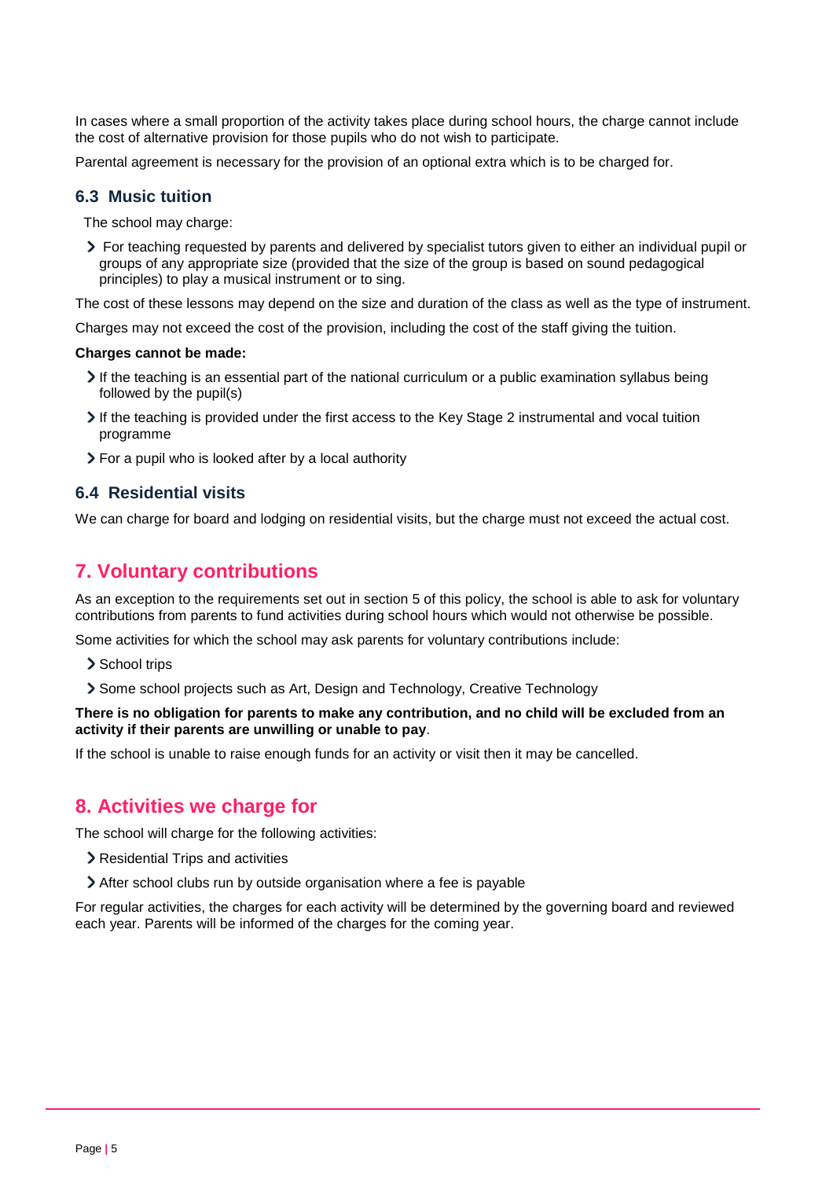In cases where a small proportion of the activity takes place during school hours, the charge cannot include the cost of alternative provision for those pupils who do not wish to participate.

Parental agreement is necessary for the provision of an optional extra which is to be charged for.

### 6.3 Music tuition

The school may charge:

- For teaching requested by parents and delivered by specialist tutors given to either an individual pupil or groups of any appropriate size (provided that the size of the group is based on sound pedagogical principles) to play a musical instrument or to sing.

The cost of these lessons may depend on the size and duration of the class as well as the type of instrument.

Charges may not exceed the cost of the provision, including the cost of the staff giving the tuition.

**Charges cannot be made:**

- If the teaching is an essential part of the national curriculum or a public examination syllabus being followed by the pupil(s)
- If the teaching is provided under the first access to the Key Stage 2 instrumental and vocal tuition programme
- For a pupil who is looked after by a local authority

### 6.4 Residential visits

We can charge for board and lodging on residential visits, but the charge must not exceed the actual cost.

## 7. Voluntary contributions

As an exception to the requirements set out in section 5 of this policy, the school is able to ask for voluntary contributions from parents to fund activities during school hours which would not otherwise be possible.

Some activities for which the school may ask parents for voluntary contributions include:

- School trips
- Some school projects such as Art, Design and Technology, Creative Technology

**There is no obligation for parents to make any contribution, and no child will be excluded from an activity if their parents are unwilling or unable to pay**.

If the school is unable to raise enough funds for an activity or visit then it may be cancelled.

## 8. Activities we charge for

The school will charge for the following activities:

- Residential Trips and activities
- After school clubs run by outside organisation where a fee is payable

For regular activities, the charges for each activity will be determined by the governing board and reviewed each year. Parents will be informed of the charges for the coming year.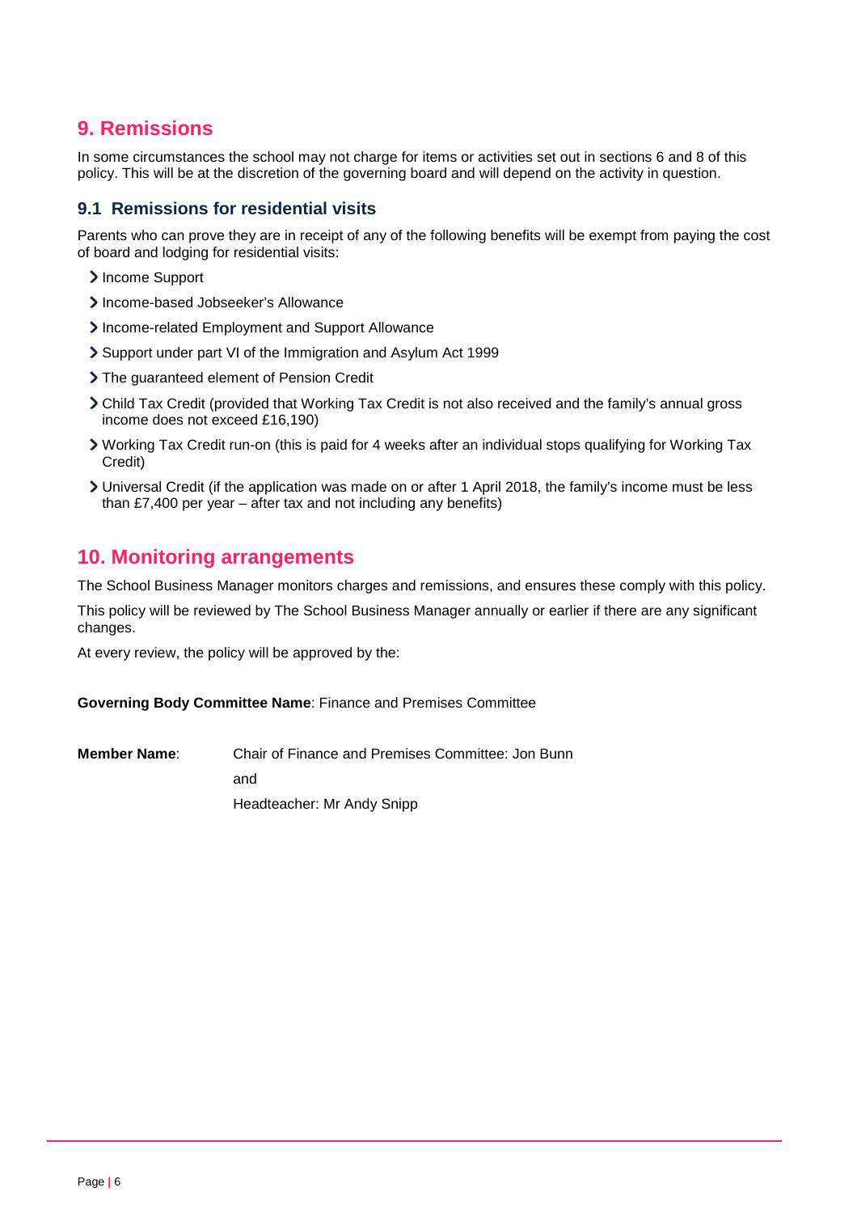## 9. Remissions

In some circumstances the school may not charge for items or activities set out in sections 6 and 8 of this policy. This will be at the discretion of the governing board and will depend on the activity in question.

### 9.1 Remissions for residential visits

Parents who can prove they are in receipt of any of the following benefits will be exempt from paying the cost of board and lodging for residential visits:

- Income Support
- Income-based Jobseeker's Allowance
- Income-related Employment and Support Allowance
- Support under part VI of the Immigration and Asylum Act 1999
- The guaranteed element of Pension Credit
- Child Tax Credit (provided that Working Tax Credit is not also received and the family's annual gross income does not exceed £16,190)
- Working Tax Credit run-on (this is paid for 4 weeks after an individual stops qualifying for Working Tax Credit)
- Universal Credit (if the application was made on or after 1 April 2018, the family's income must be less than £7,400 per year – after tax and not including any benefits)

## 10. Monitoring arrangements

The School Business Manager monitors charges and remissions, and ensures these comply with this policy.

This policy will be reviewed by The School Business Manager annually or earlier if there are any significant changes.

At every review, the policy will be approved by the:

**Governing Body Committee Name**: Finance and Premises Committee

**Member Name**: Chair of Finance and Premises Committee: Jon Bunn

and

Headteacher: Mr Andy Snipp